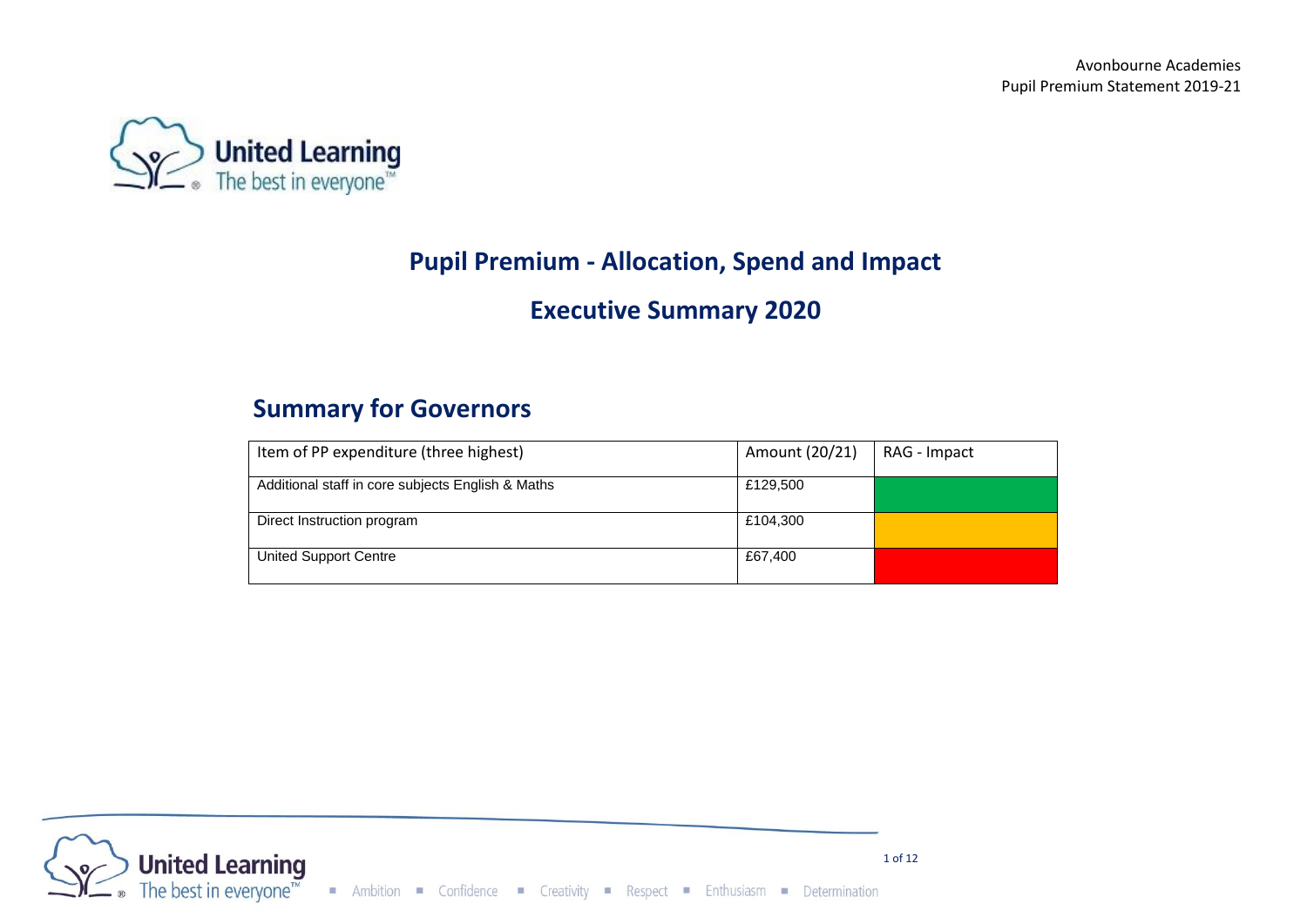# Pupil Premium - Allocation, Spend and Impact

## Executive Summary 2020

## Summary for Governors

| Item of PP expenditure (three highest) | Amount (20/21) | RAG - Impact |
|---|---|---|
| Additional staff in core subjects English & Maths | £129,500 | |
| Direct Instruction program | £104,300 | |
| United Support Centre | £67,400 | |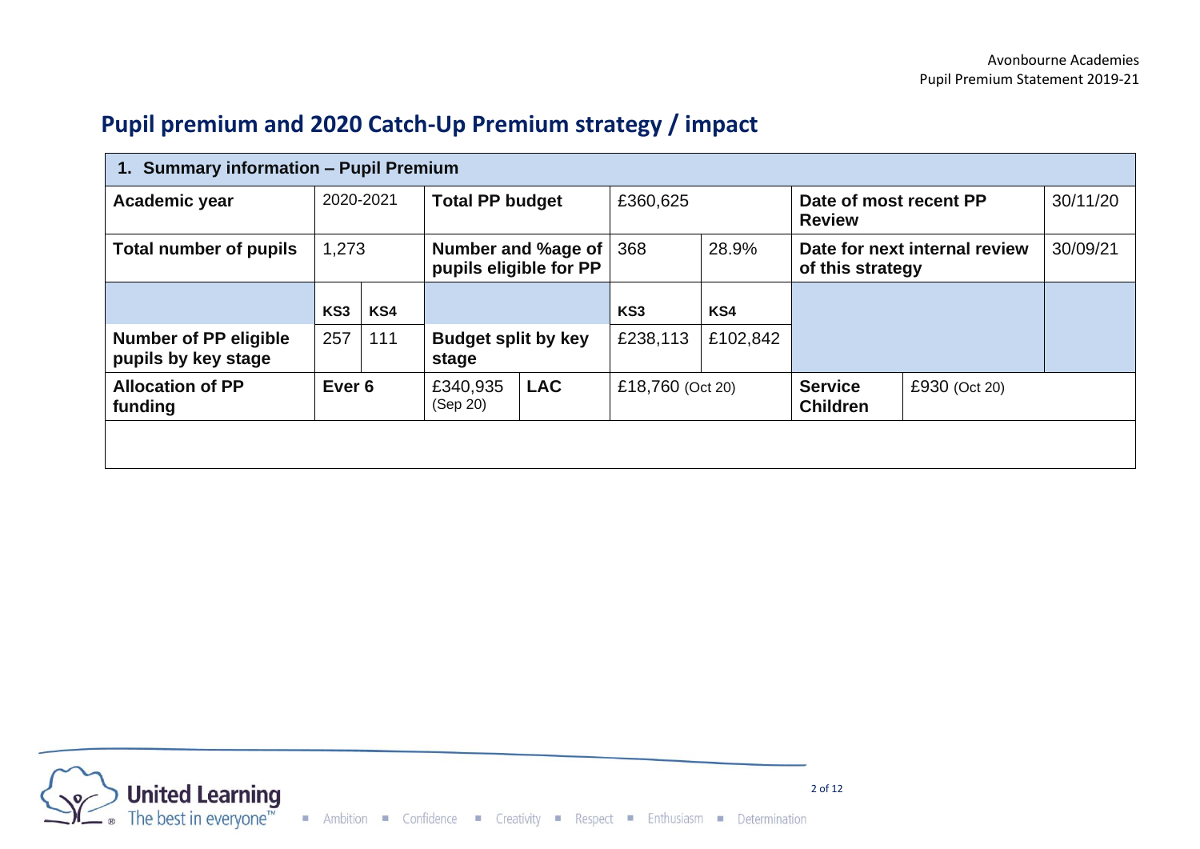## Pupil premium and 2020 Catch-Up Premium strategy / impact

| 1. Summary information – Pupil Premium | | | | | | | | | |
|---|---|---|---|---|---|---|---|---|---|
| **Academic year** | 2020-2021 | | **Total PP budget** | | £360,625 | | **Date of most recent PP Review** | | 30/11/20 |
| **Total number of pupils** | 1,273 | | **Number and %age of pupils eligible for PP** | | 368 | 28.9% | **Date for next internal review of this strategy** | | 30/09/21 |
| | **KS3** | **KS4** | | | **KS3** | **KS4** | | | |
| **Number of PP eligible pupils by key stage** | 257 | 111 | **Budget split by key stage** | | £238,113 | £102,842 | | | |
| **Allocation of PP funding** | **Ever 6** | | £340,935 (Sep 20) | **LAC** | £18,760 (Oct 20) | | **Service Children** | £930 (Oct 20) | |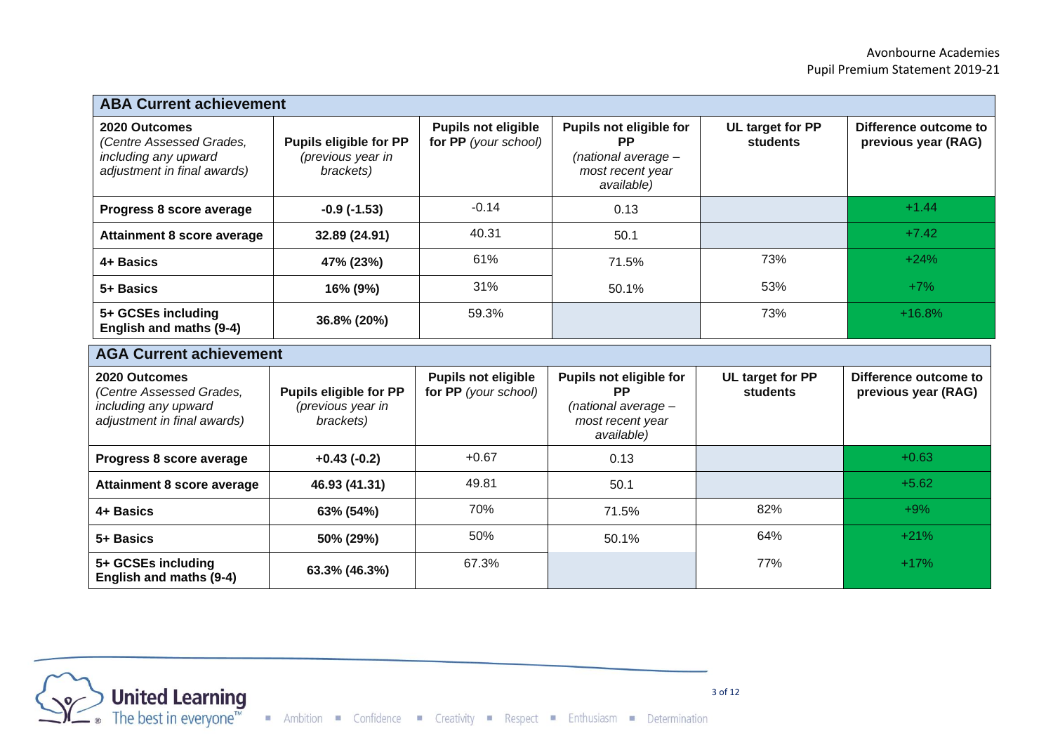| ABA Current achievement | | | | | |
|---|---|---|---|---|---|
| **2020 Outcomes** *(Centre Assessed Grades, including any upward adjustment in final awards)* | **Pupils eligible for PP** *(previous year in brackets)* | **Pupils not eligible for PP** *(your school)* | **Pupils not eligible for PP** *(national average – most recent year available)* | **UL target for PP students** | **Difference outcome to previous year (RAG)** |
| **Progress 8 score average** | **-0.9 (-1.53)** | -0.14 | 0.13 | | +1.44 |
| **Attainment 8 score average** | **32.89 (24.91)** | 40.31 | 50.1 | | +7.42 |
| **4+ Basics** | **47% (23%)** | 61% | 71.5% | 73% | +24% |
| **5+ Basics** | **16% (9%)** | 31% | 50.1% | 53% | +7% |
| **5+ GCSEs including English and maths (9-4)** | **36.8% (20%)** | 59.3% | | 73% | +16.8% |

| AGA Current achievement | | | | | |
|---|---|---|---|---|---|
| **2020 Outcomes** *(Centre Assessed Grades, including any upward adjustment in final awards)* | **Pupils eligible for PP** *(previous year in brackets)* | **Pupils not eligible for PP** *(your school)* | **Pupils not eligible for PP** *(national average – most recent year available)* | **UL target for PP students** | **Difference outcome to previous year (RAG)** |
| **Progress 8 score average** | **+0.43 (-0.2)** | +0.67 | 0.13 | | +0.63 |
| **Attainment 8 score average** | **46.93 (41.31)** | 49.81 | 50.1 | | +5.62 |
| **4+ Basics** | **63% (54%)** | 70% | 71.5% | 82% | +9% |
| **5+ Basics** | **50% (29%)** | 50% | 50.1% | 64% | +21% |
| **5+ GCSEs including English and maths (9-4)** | **63.3% (46.3%)** | 67.3% | | 77% | +17% |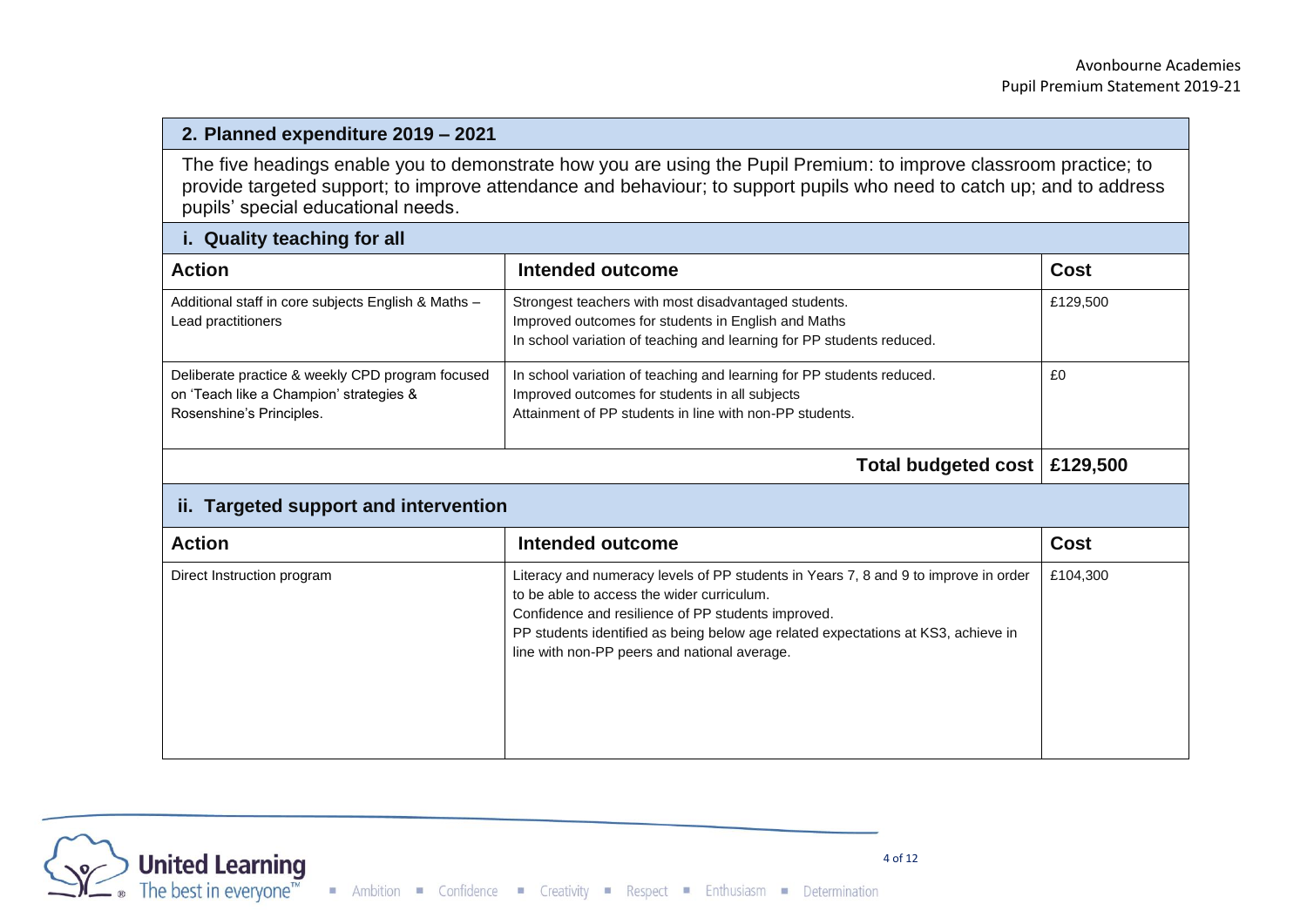## 2. Planned expenditure 2019 – 2021

The five headings enable you to demonstrate how you are using the Pupil Premium: to improve classroom practice; to provide targeted support; to improve attendance and behaviour; to support pupils who need to catch up; and to address pupils' special educational needs.

### i. Quality teaching for all

| Action | Intended outcome | Cost |
|---|---|---|
| Additional staff in core subjects English & Maths – Lead practitioners | Strongest teachers with most disadvantaged students.<br>Improved outcomes for students in English and Maths<br>In school variation of teaching and learning for PP students reduced. | £129,500 |
| Deliberate practice & weekly CPD program focused on 'Teach like a Champion' strategies & Rosenshine's Principles. | In school variation of teaching and learning for PP students reduced.<br>Improved outcomes for students in all subjects<br>Attainment of PP students in line with non-PP students. | £0 |
| | **Total budgeted cost** | **£129,500** |

### ii. Targeted support and intervention

| Action | Intended outcome | Cost |
|---|---|---|
| Direct Instruction program | Literacy and numeracy levels of PP students in Years 7, 8 and 9 to improve in order to be able to access the wider curriculum.<br>Confidence and resilience of PP students improved.<br>PP students identified as being below age related expectations at KS3, achieve in line with non-PP peers and national average. | £104,300 |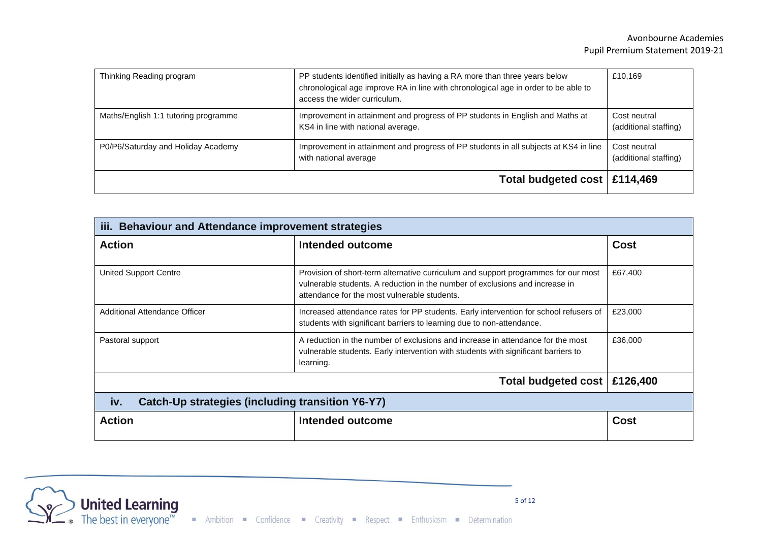| Action | Intended outcome | Cost |
| --- | --- | --- |
| Thinking Reading program | PP students identified initially as having a RA more than three years below chronological age improve RA in line with chronological age in order to be able to access the wider curriculum. | £10,169 |
| Maths/English 1:1 tutoring programme | Improvement in attainment and progress of PP students in English and Maths at KS4 in line with national average. | Cost neutral (additional staffing) |
| P0/P6/Saturday and Holiday Academy | Improvement in attainment and progress of PP students in all subjects at KS4 in line with national average | Cost neutral (additional staffing) |
| | **Total budgeted cost** | **£114,469** |

### iii. Behaviour and Attendance improvement strategies

| Action | Intended outcome | Cost |
| --- | --- | --- |
| United Support Centre | Provision of short-term alternative curriculum and support programmes for our most vulnerable students. A reduction in the number of exclusions and increase in attendance for the most vulnerable students. | £67,400 |
| Additional Attendance Officer | Increased attendance rates for PP students. Early intervention for school refusers of students with significant barriers to learning due to non-attendance. | £23,000 |
| Pastoral support | A reduction in the number of exclusions and increase in attendance for the most vulnerable students. Early intervention with students with significant barriers to learning. | £36,000 |
| | **Total budgeted cost** | **£126,400** |

### iv. Catch-Up strategies (including transition Y6-Y7)

| Action | Intended outcome | Cost |
| --- | --- | --- |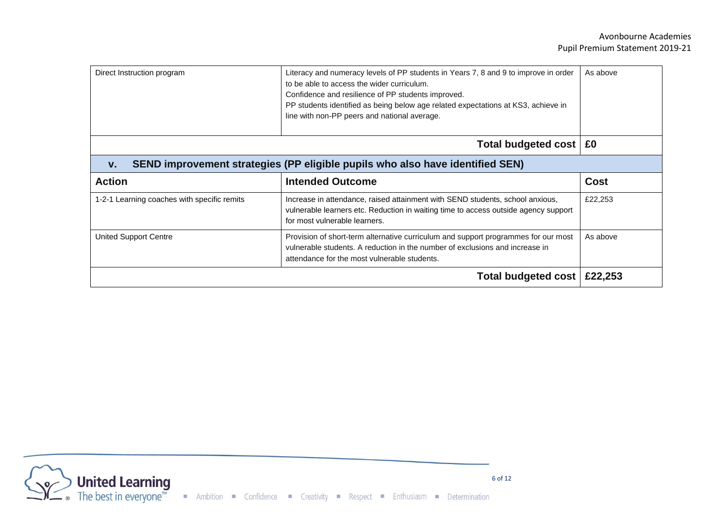| Direct Instruction program | Literacy and numeracy levels of PP students in Years 7, 8 and 9 to improve in order to be able to access the wider curriculum.<br>Confidence and resilience of PP students improved.<br>PP students identified as being below age related expectations at KS3, achieve in line with non-PP peers and national average. | As above |
|---|---|---|
| | **Total budgeted cost** | **£0** |

| **v. SEND improvement strategies (PP eligible pupils who also have identified SEN)** | | |
|---|---|---|
| **Action** | **Intended Outcome** | **Cost** |
| 1-2-1 Learning coaches with specific remits | Increase in attendance, raised attainment with SEND students, school anxious, vulnerable learners etc. Reduction in waiting time to access outside agency support for most vulnerable learners. | £22,253 |
| United Support Centre | Provision of short-term alternative curriculum and support programmes for our most vulnerable students. A reduction in the number of exclusions and increase in attendance for the most vulnerable students. | As above |
| | **Total budgeted cost** | **£22,253** |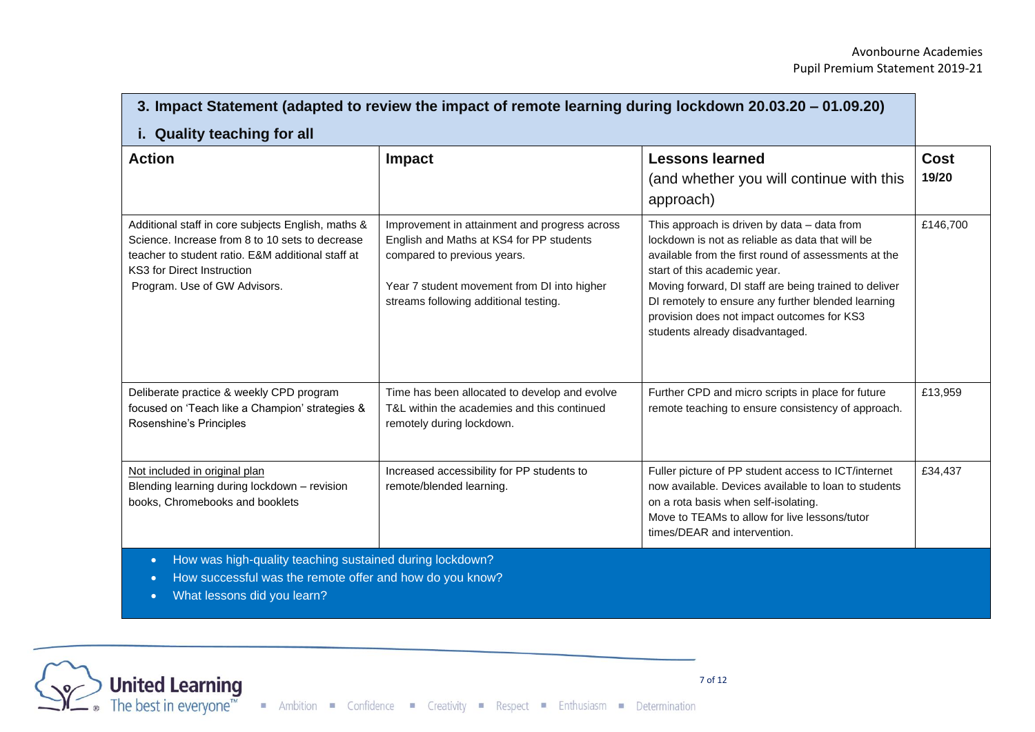## 3. Impact Statement (adapted to review the impact of remote learning during lockdown 20.03.20 – 01.09.20)

### i. Quality teaching for all

| Action | Impact | Lessons learned (and whether you will continue with this approach) | Cost 19/20 |
|---|---|---|---|
| Additional staff in core subjects English, maths & Science. Increase from 8 to 10 sets to decrease teacher to student ratio. E&M additional staff at KS3 for Direct Instruction Program. Use of GW Advisors. | Improvement in attainment and progress across English and Maths at KS4 for PP students compared to previous years.<br><br>Year 7 student movement from DI into higher streams following additional testing. | This approach is driven by data – data from lockdown is not as reliable as data that will be available from the first round of assessments at the start of this academic year.<br>Moving forward, DI staff are being trained to deliver DI remotely to ensure any further blended learning provision does not impact outcomes for KS3 students already disadvantaged. | £146,700 |
| Deliberate practice & weekly CPD program focused on 'Teach like a Champion' strategies & Rosenshine's Principles | Time has been allocated to develop and evolve T&L within the academies and this continued remotely during lockdown. | Further CPD and micro scripts in place for future remote teaching to ensure consistency of approach. | £13,959 |
| Not included in original plan<br>Blending learning during lockdown – revision books, Chromebooks and booklets | Increased accessibility for PP students to remote/blended learning. | Fuller picture of PP student access to ICT/internet now available. Devices available to loan to students on a rota basis when self-isolating.<br>Move to TEAMs to allow for live lessons/tutor times/DEAR and intervention. | £34,437 |

- How was high-quality teaching sustained during lockdown?
- How successful was the remote offer and how do you know?
- What lessons did you learn?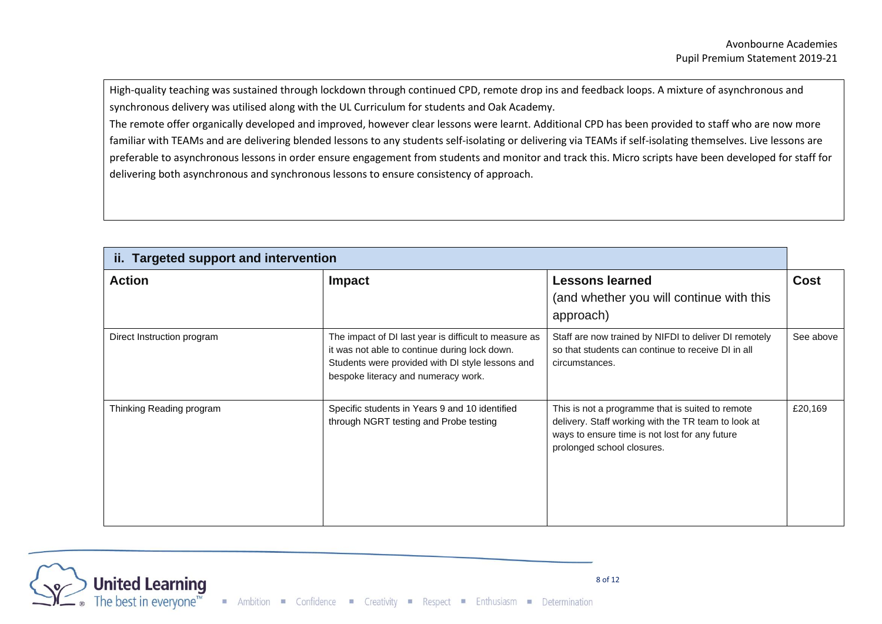High-quality teaching was sustained through lockdown through continued CPD, remote drop ins and feedback loops. A mixture of asynchronous and synchronous delivery was utilised along with the UL Curriculum for students and Oak Academy.

The remote offer organically developed and improved, however clear lessons were learnt. Additional CPD has been provided to staff who are now more familiar with TEAMs and are delivering blended lessons to any students self-isolating or delivering via TEAMs if self-isolating themselves. Live lessons are preferable to asynchronous lessons in order ensure engagement from students and monitor and track this. Micro scripts have been developed for staff for delivering both asynchronous and synchronous lessons to ensure consistency of approach.

## ii. Targeted support and intervention

| Action | Impact | Lessons learned (and whether you will continue with this approach) | Cost |
|---|---|---|---|
| Direct Instruction program | The impact of DI last year is difficult to measure as it was not able to continue during lock down. Students were provided with DI style lessons and bespoke literacy and numeracy work. | Staff are now trained by NIFDI to deliver DI remotely so that students can continue to receive DI in all circumstances. | See above |
| Thinking Reading program | Specific students in Years 9 and 10 identified through NGRT testing and Probe testing | This is not a programme that is suited to remote delivery. Staff working with the TR team to look at ways to ensure time is not lost for any future prolonged school closures. | £20,169 |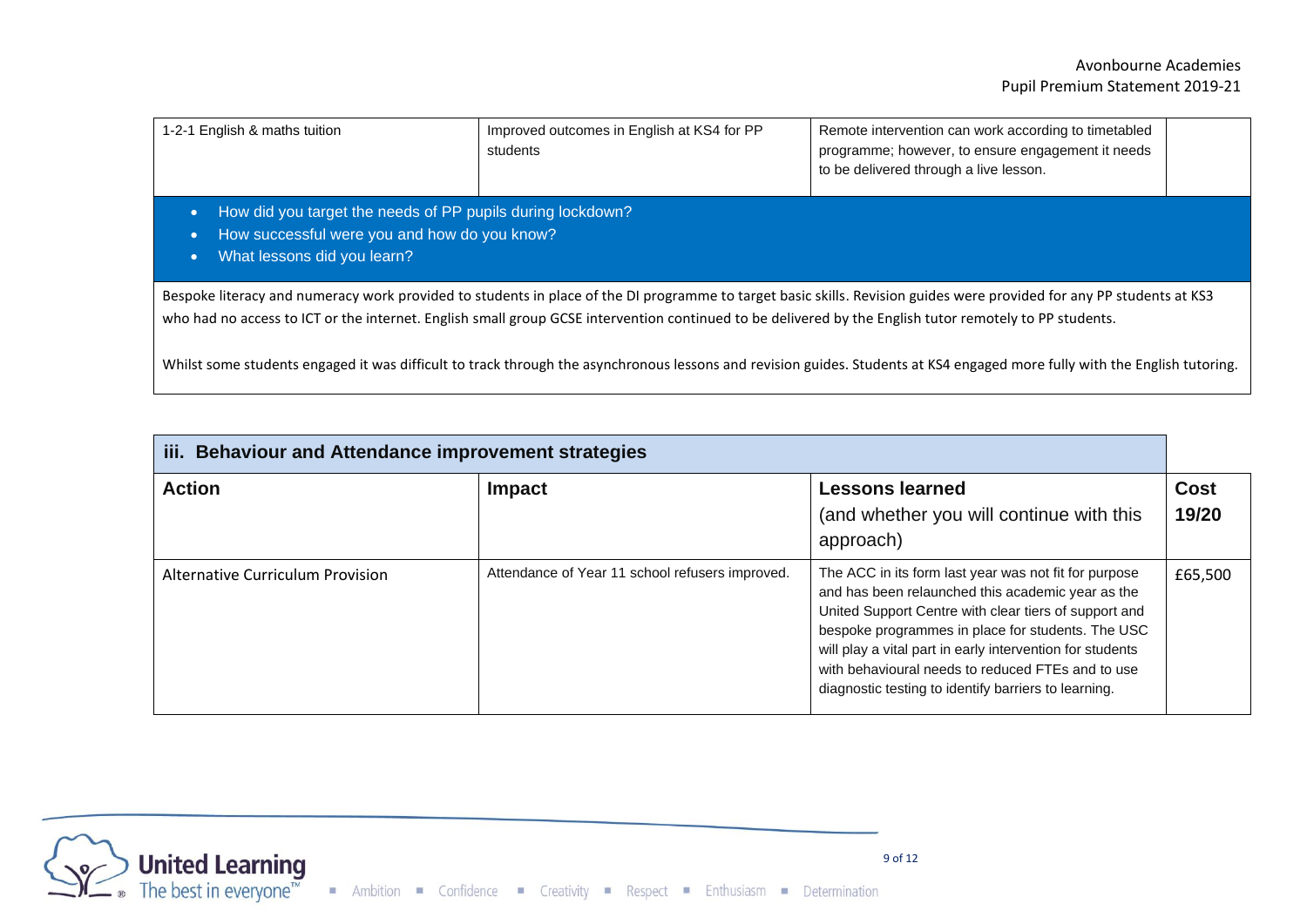| 1-2-1 English & maths tuition | Improved outcomes in English at KS4 for PP students | Remote intervention can work according to timetabled programme; however, to ensure engagement it needs to be delivered through a live lesson. | |
|---|---|---|---|

- How did you target the needs of PP pupils during lockdown?
- How successful were you and how do you know?
- What lessons did you learn?

Bespoke literacy and numeracy work provided to students in place of the DI programme to target basic skills. Revision guides were provided for any PP students at KS3 who had no access to ICT or the internet. English small group GCSE intervention continued to be delivered by the English tutor remotely to PP students.

Whilst some students engaged it was difficult to track through the asynchronous lessons and revision guides. Students at KS4 engaged more fully with the English tutoring.

### iii. Behaviour and Attendance improvement strategies

| Action | Impact | Lessons learned (and whether you will continue with this approach) | Cost 19/20 |
|---|---|---|---|
| Alternative Curriculum Provision | Attendance of Year 11 school refusers improved. | The ACC in its form last year was not fit for purpose and has been relaunched this academic year as the United Support Centre with clear tiers of support and bespoke programmes in place for students. The USC will play a vital part in early intervention for students with behavioural needs to reduced FTEs and to use diagnostic testing to identify barriers to learning. | £65,500 |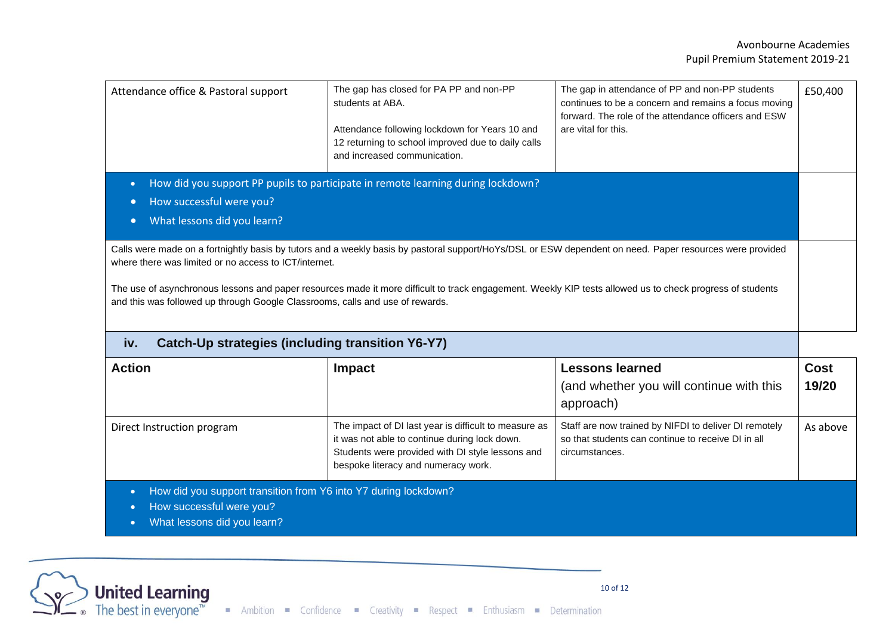| Attendance office & Pastoral support | The gap has closed for PA PP and non-PP students at ABA.<br><br>Attendance following lockdown for Years 10 and 12 returning to school improved due to daily calls and increased communication. | The gap in attendance of PP and non-PP students continues to be a concern and remains a focus moving forward. The role of the attendance officers and ESW are vital for this. | £50,400 |
|---|---|---|---|

- How did you support PP pupils to participate in remote learning during lockdown?
- How successful were you?
- What lessons did you learn?

Calls were made on a fortnightly basis by tutors and a weekly basis by pastoral support/HoYs/DSL or ESW dependent on need. Paper resources were provided where there was limited or no access to ICT/internet.

The use of asynchronous lessons and paper resources made it more difficult to track engagement. Weekly KIP tests allowed us to check progress of students and this was followed up through Google Classrooms, calls and use of rewards.

### iv. Catch-Up strategies (including transition Y6-Y7)

| Action | Impact | Lessons learned (and whether you will continue with this approach) | Cost 19/20 |
|---|---|---|---|
| Direct Instruction program | The impact of DI last year is difficult to measure as it was not able to continue during lock down. Students were provided with DI style lessons and bespoke literacy and numeracy work. | Staff are now trained by NIFDI to deliver DI remotely so that students can continue to receive DI in all circumstances. | As above |

- How did you support transition from Y6 into Y7 during lockdown?
- How successful were you?
- What lessons did you learn?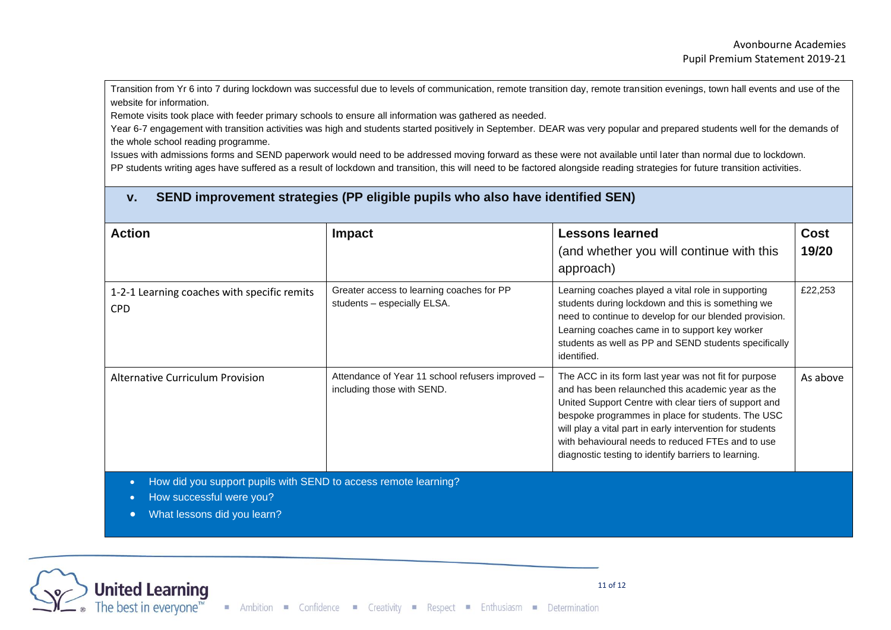Transition from Yr 6 into 7 during lockdown was successful due to levels of communication, remote transition day, remote transition evenings, town hall events and use of the website for information.

Remote visits took place with feeder primary schools to ensure all information was gathered as needed.

Year 6-7 engagement with transition activities was high and students started positively in September. DEAR was very popular and prepared students well for the demands of the whole school reading programme.

Issues with admissions forms and SEND paperwork would need to be addressed moving forward as these were not available until later than normal due to lockdown.

PP students writing ages have suffered as a result of lockdown and transition, this will need to be factored alongside reading strategies for future transition activities.

## v. SEND improvement strategies (PP eligible pupils who also have identified SEN)

| **Action** | **Impact** | **Lessons learned** (and whether you will continue with this approach) | **Cost 19/20** |
|---|---|---|---|
| 1-2-1 Learning coaches with specific remits CPD | Greater access to learning coaches for PP students – especially ELSA. | Learning coaches played a vital role in supporting students during lockdown and this is something we need to continue to develop for our blended provision. Learning coaches came in to support key worker students as well as PP and SEND students specifically identified. | £22,253 |
| Alternative Curriculum Provision | Attendance of Year 11 school refusers improved – including those with SEND. | The ACC in its form last year was not fit for purpose and has been relaunched this academic year as the United Support Centre with clear tiers of support and bespoke programmes in place for students. The USC will play a vital part in early intervention for students with behavioural needs to reduced FTEs and to use diagnostic testing to identify barriers to learning. | As above |

- How did you support pupils with SEND to access remote learning?
- How successful were you?
- What lessons did you learn?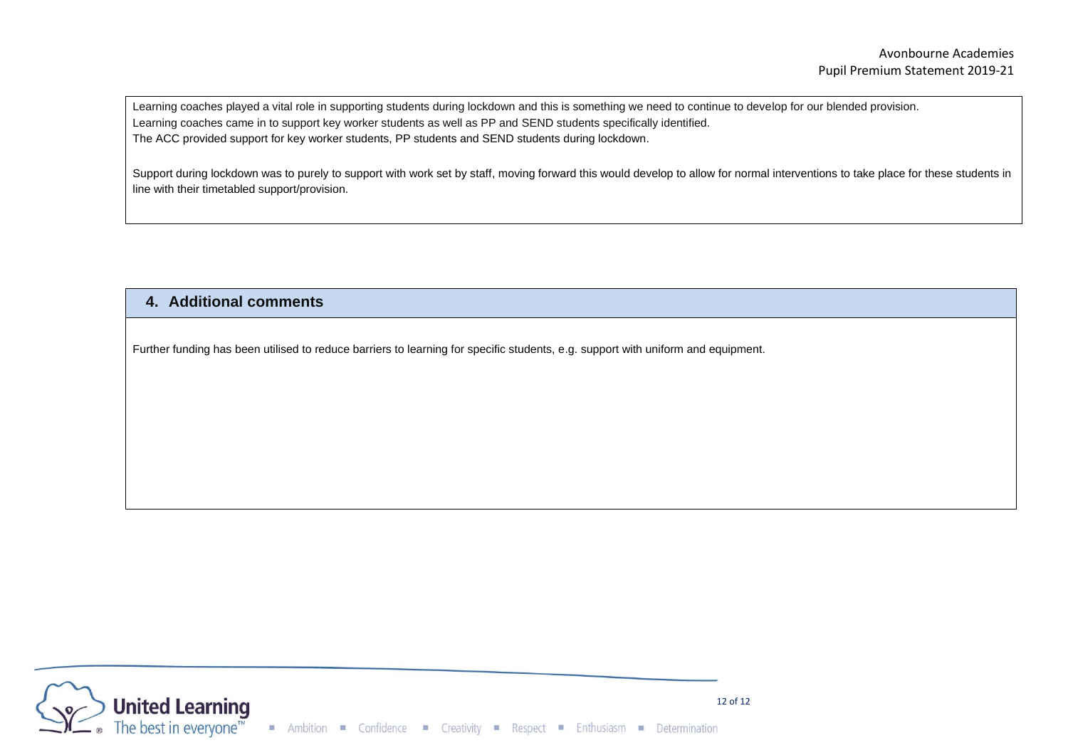Learning coaches played a vital role in supporting students during lockdown and this is something we need to continue to develop for our blended provision.
Learning coaches came in to support key worker students as well as PP and SEND students specifically identified.
The ACC provided support for key worker students, PP students and SEND students during lockdown.

Support during lockdown was to purely to support with work set by staff, moving forward this would develop to allow for normal interventions to take place for these students in line with their timetabled support/provision.

## 4. Additional comments

Further funding has been utilised to reduce barriers to learning for specific students, e.g. support with uniform and equipment.